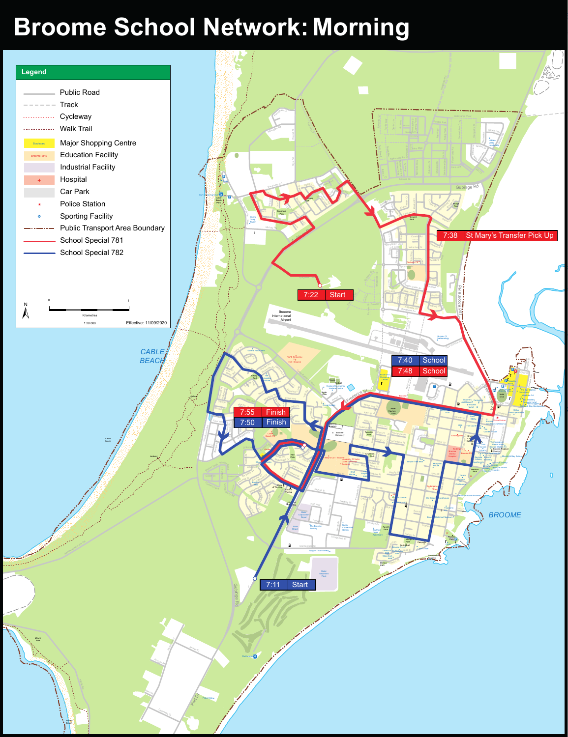# Broome School Network: Morning

## Legend

- Public Road
- Track
- Cycleway
- Walk Trail
- Major Shopping Centre
- Education Facility
- Industrial Facility
- Hospital
- Car Park
- Police Station
- Sporting Facility
- Public Transport Area Boundary
- School Special 781
- School Special 782

Kilometres 0 – 1

1:20 000

Effective: 11/09/2020

| School Special 781 | |
|---|---|
| 7:22 | Start |
| 7:38 | St Mary's Transfer Pick Up |
| 7:48 | School |
| 7:55 | Finish |

| School Special 782 | |
|---|---|
| 7:11 | Start |
| 7:40 | School |
| 7:50 | Finish |

CABLE BEACH

BROOME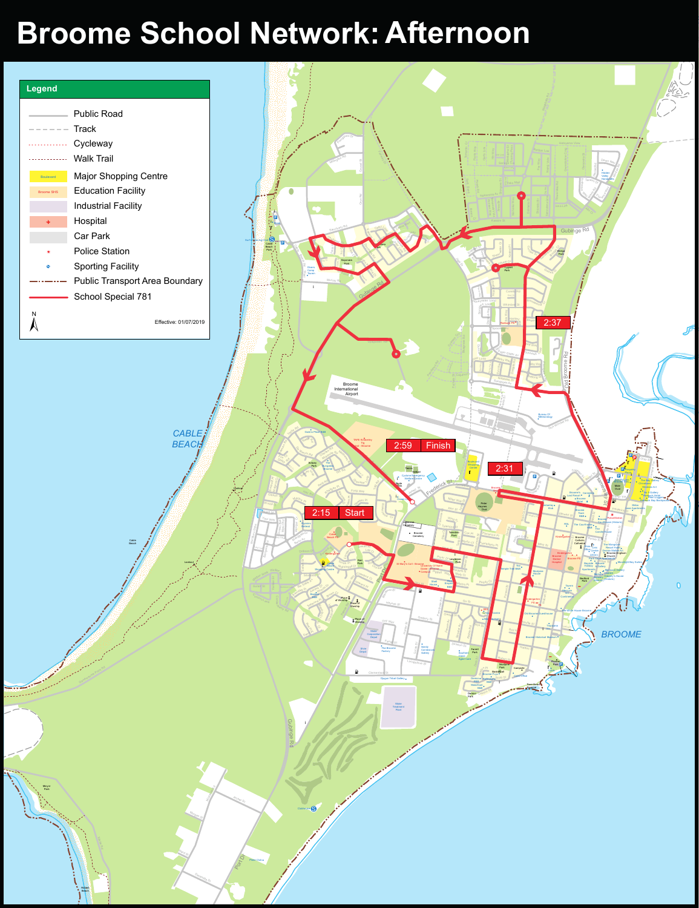# Broome School Network: Afternoon

**Legend**

- Public Road
- Track
- Cycleway
- Walk Trail
- Major Shopping Centre
- Education Facility
- Industrial Facility
- Hospital
- Car Park
- Police Station
- Sporting Facility
- Public Transport Area Boundary
- School Special 781

Effective: 01/07/2019

| Time | Label |
| --- | --- |
| 2:15 | Start |
| 2:31 | |
| 2:37 | |
| 2:59 | Finish |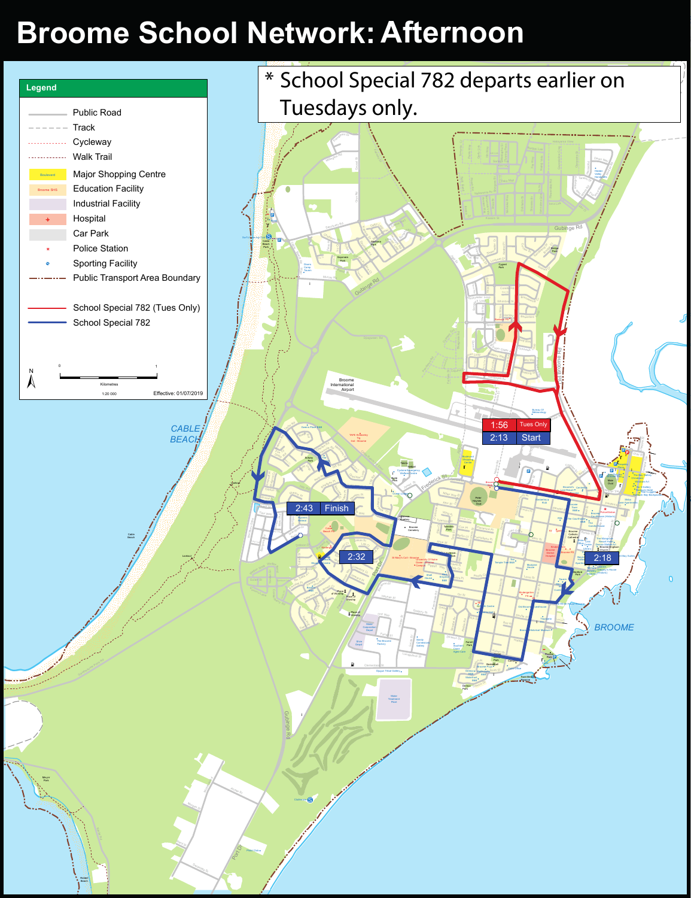# Broome School Network: Afternoon

* School Special 782 departs earlier on Tuesdays only.

**Legend**

- Public Road
- Track
- Cycleway
- Walk Trail
- Major Shopping Centre
- Education Facility
- Industrial Facility
- Hospital
- Car Park
- Police Station
- Sporting Facility
- Public Transport Area Boundary
- School Special 782 (Tues Only)
- School Special 782

Kilometres

1:20 000

Effective: 01/07/2019

1:56 Tues Only

2:13 Start

2:18

2:32

2:43 Finish

CABLE BEACH

BROOME